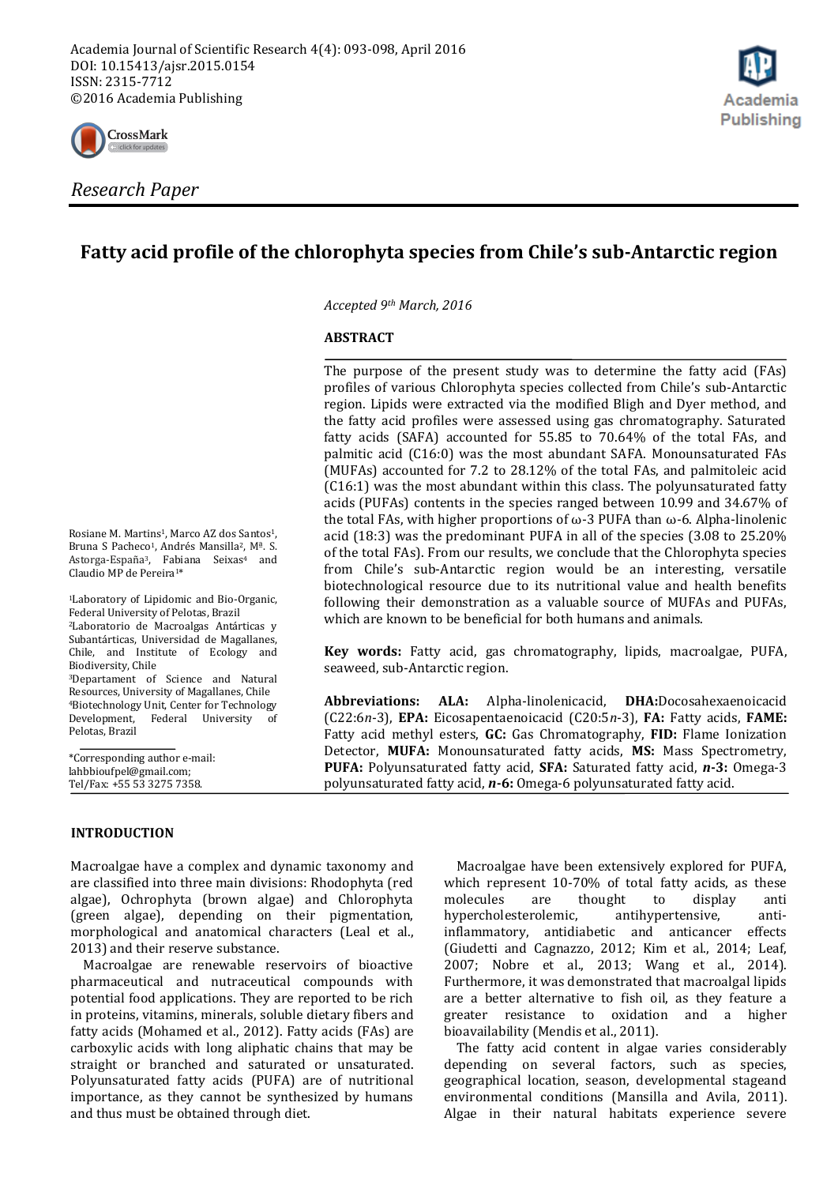Academia Journal of Scientific Research 4(4): 093-098, April 2016
DOI: 10.15413/ajsr.2015.0154
ISSN: 2315-7712
©2016 Academia Publishing

*Research Paper*

# Fatty acid profile of the chlorophyta species from Chile's sub-Antarctic region

*Accepted 9th March, 2016*

Rosiane M. Martins[1], Marco AZ dos Santos[1], Bruna S Pacheco[1], Andrés Mansilla[2], Mª. S. Astorga-España[3], Fabiana Seixas[4] and Claudio MP de Pereira[1]*

[1]Laboratory of Lipidomic and Bio-Organic, Federal University of Pelotas, Brazil
[2]Laboratorio de Macroalgas Antárticas y Subantárticas, Universidad de Magallanes, Chile, and Institute of Ecology and Biodiversity, Chile
[3]Departament of Science and Natural Resources, University of Magallanes, Chile
[4]Biotechnology Unit, Center for Technology Development, Federal University of Pelotas, Brazil

*Corresponding author e-mail: lahbbioufpel@gmail.com; Tel/Fax: +55 53 3275 7358.

## ABSTRACT

The purpose of the present study was to determine the fatty acid (FAs) profiles of various Chlorophyta species collected from Chile's sub-Antarctic region. Lipids were extracted via the modified Bligh and Dyer method, and the fatty acid profiles were assessed using gas chromatography. Saturated fatty acids (SAFA) accounted for 55.85 to 70.64% of the total FAs, and palmitic acid (C16:0) was the most abundant SAFA. Monounsaturated FAs (MUFAs) accounted for 7.2 to 28.12% of the total FAs, and palmitoleic acid (C16:1) was the most abundant within this class. The polyunsaturated fatty acids (PUFAs) contents in the species ranged between 10.99 and 34.67% of the total FAs, with higher proportions of ω-3 PUFA than ω-6. Alpha-linolenic acid (18:3) was the predominant PUFA in all of the species (3.08 to 25.20% of the total FAs). From our results, we conclude that the Chlorophyta species from Chile's sub-Antarctic region would be an interesting, versatile biotechnological resource due to its nutritional value and health benefits following their demonstration as a valuable source of MUFAs and PUFAs, which are known to be beneficial for both humans and animals.

**Key words:** Fatty acid, gas chromatography, lipids, macroalgae, PUFA, seaweed, sub-Antarctic region.

**Abbreviations: ALA:** Alpha-linolenicacid, **DHA:**Docosahexaenoicacid (C22:6*n*-3), **EPA:** Eicosapentaenoicacid (C20:5*n*-3), **FA:** Fatty acids, **FAME:** Fatty acid methyl esters, **GC:** Gas Chromatography, **FID:** Flame Ionization Detector, **MUFA:** Monounsaturated fatty acids, **MS:** Mass Spectrometry, **PUFA:** Polyunsaturated fatty acid, **SFA:** Saturated fatty acid, ***n*-3:** Omega-3 polyunsaturated fatty acid, ***n*-6:** Omega-6 polyunsaturated fatty acid.

## INTRODUCTION

Macroalgae have a complex and dynamic taxonomy and are classified into three main divisions: Rhodophyta (red algae), Ochrophyta (brown algae) and Chlorophyta (green algae), depending on their pigmentation, morphological and anatomical characters (Leal et al., 2013) and their reserve substance.

Macroalgae are renewable reservoirs of bioactive pharmaceutical and nutraceutical compounds with potential food applications. They are reported to be rich in proteins, vitamins, minerals, soluble dietary fibers and fatty acids (Mohamed et al., 2012). Fatty acids (FAs) are carboxylic acids with long aliphatic chains that may be straight or branched and saturated or unsaturated. Polyunsaturated fatty acids (PUFA) are of nutritional importance, as they cannot be synthesized by humans and thus must be obtained through diet.

Macroalgae have been extensively explored for PUFA, which represent 10-70% of total fatty acids, as these molecules are thought to display anti hypercholesterolemic, antihypertensive, anti-inflammatory, antidiabetic and anticancer effects (Giudetti and Cagnazzo, 2012; Kim et al., 2014; Leaf, 2007; Nobre et al., 2013; Wang et al., 2014). Furthermore, it was demonstrated that macroalgal lipids are a better alternative to fish oil, as they feature a greater resistance to oxidation and a higher bioavailability (Mendis et al., 2011).

The fatty acid content in algae varies considerably depending on several factors, such as species, geographical location, season, developmental stageand environmental conditions (Mansilla and Avila, 2011). Algae in their natural habitats experience severe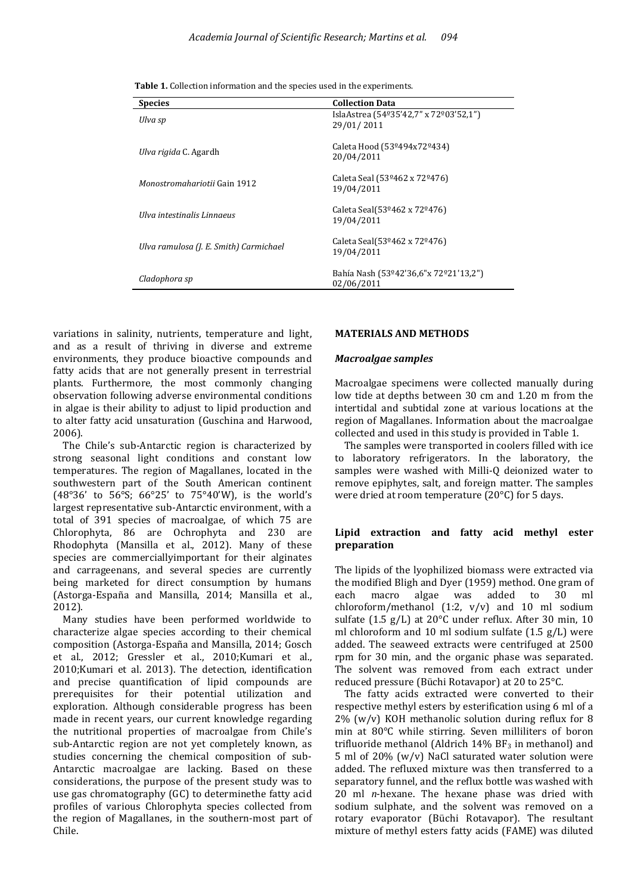**Table 1.** Collection information and the species used in the experiments.

| Species | Collection Data |
|---|---|
| *Ulva sp* | IslaAstrea (54º35'42,7" x 72º03'52,1") 29/01/ 2011 |
| *Ulva rigida* C. Agardh | Caleta Hood (53º494x72º434) 20/04/2011 |
| *Monostromahariotii* Gain 1912 | Caleta Seal (53º462 x 72º476) 19/04/2011 |
| *Ulva intestinalis Linnaeus* | Caleta Seal(53º462 x 72º476) 19/04/2011 |
| *Ulva ramulosa (J. E. Smith) Carmichael* | Caleta Seal(53º462 x 72º476) 19/04/2011 |
| *Cladophora sp* | Bahía Nash (53º42'36,6"x 72º21'13,2") 02/06/2011 |

variations in salinity, nutrients, temperature and light, and as a result of thriving in diverse and extreme environments, they produce bioactive compounds and fatty acids that are not generally present in terrestrial plants. Furthermore, the most commonly changing observation following adverse environmental conditions in algae is their ability to adjust to lipid production and to alter fatty acid unsaturation (Guschina and Harwood, 2006).

The Chile's sub-Antarctic region is characterized by strong seasonal light conditions and constant low temperatures. The region of Magallanes, located in the southwestern part of the South American continent (48°36' to 56°S; 66°25' to 75°40'W), is the world's largest representative sub-Antarctic environment, with a total of 391 species of macroalgae, of which 75 are Chlorophyta, 86 are Ochrophyta and 230 are Rhodophyta (Mansilla et al., 2012). Many of these species are commerciallyimportant for their alginates and carrageenans, and several species are currently being marketed for direct consumption by humans (Astorga-España and Mansilla, 2014; Mansilla et al., 2012).

Many studies have been performed worldwide to characterize algae species according to their chemical composition (Astorga-España and Mansilla, 2014; Gosch et al., 2012; Gressler et al., 2010;Kumari et al., 2010;Kumari et al. 2013). The detection, identification and precise quantification of lipid compounds are prerequisites for their potential utilization and exploration. Although considerable progress has been made in recent years, our current knowledge regarding the nutritional properties of macroalgae from Chile's sub-Antarctic region are not yet completely known, as studies concerning the chemical composition of sub-Antarctic macroalgae are lacking. Based on these considerations, the purpose of the present study was to use gas chromatography (GC) to determinethe fatty acid profiles of various Chlorophyta species collected from the region of Magallanes, in the southern-most part of Chile.

## MATERIALS AND METHODS

### *Macroalgae samples*

Macroalgae specimens were collected manually during low tide at depths between 30 cm and 1.20 m from the intertidal and subtidal zone at various locations at the region of Magallanes. Information about the macroalgae collected and used in this study is provided in Table 1.

The samples were transported in coolers filled with ice to laboratory refrigerators. In the laboratory, the samples were washed with Milli-Q deionized water to remove epiphytes, salt, and foreign matter. The samples were dried at room temperature (20°C) for 5 days.

### Lipid extraction and fatty acid methyl ester preparation

The lipids of the lyophilized biomass were extracted via the modified Bligh and Dyer (1959) method. One gram of each macro algae was added to 30 ml chloroform/methanol (1:2, v/v) and 10 ml sodium sulfate (1.5 g/L) at 20°C under reflux. After 30 min, 10 ml chloroform and 10 ml sodium sulfate (1.5 g/L) were added. The seaweed extracts were centrifuged at 2500 rpm for 30 min, and the organic phase was separated. The solvent was removed from each extract under reduced pressure (Büchi Rotavapor) at 20 to 25°C.

The fatty acids extracted were converted to their respective methyl esters by esterification using 6 ml of a 2% (w/v) KOH methanolic solution during reflux for 8 min at 80°C while stirring. Seven milliliters of boron trifluoride methanol (Aldrich 14% $BF_3$ in methanol) and 5 ml of 20% (w/v) NaCl saturated water solution were added. The refluxed mixture was then transferred to a separatory funnel, and the reflux bottle was washed with 20 ml *n*-hexane. The hexane phase was dried with sodium sulphate, and the solvent was removed on a rotary evaporator (Büchi Rotavapor). The resultant mixture of methyl esters fatty acids (FAME) was diluted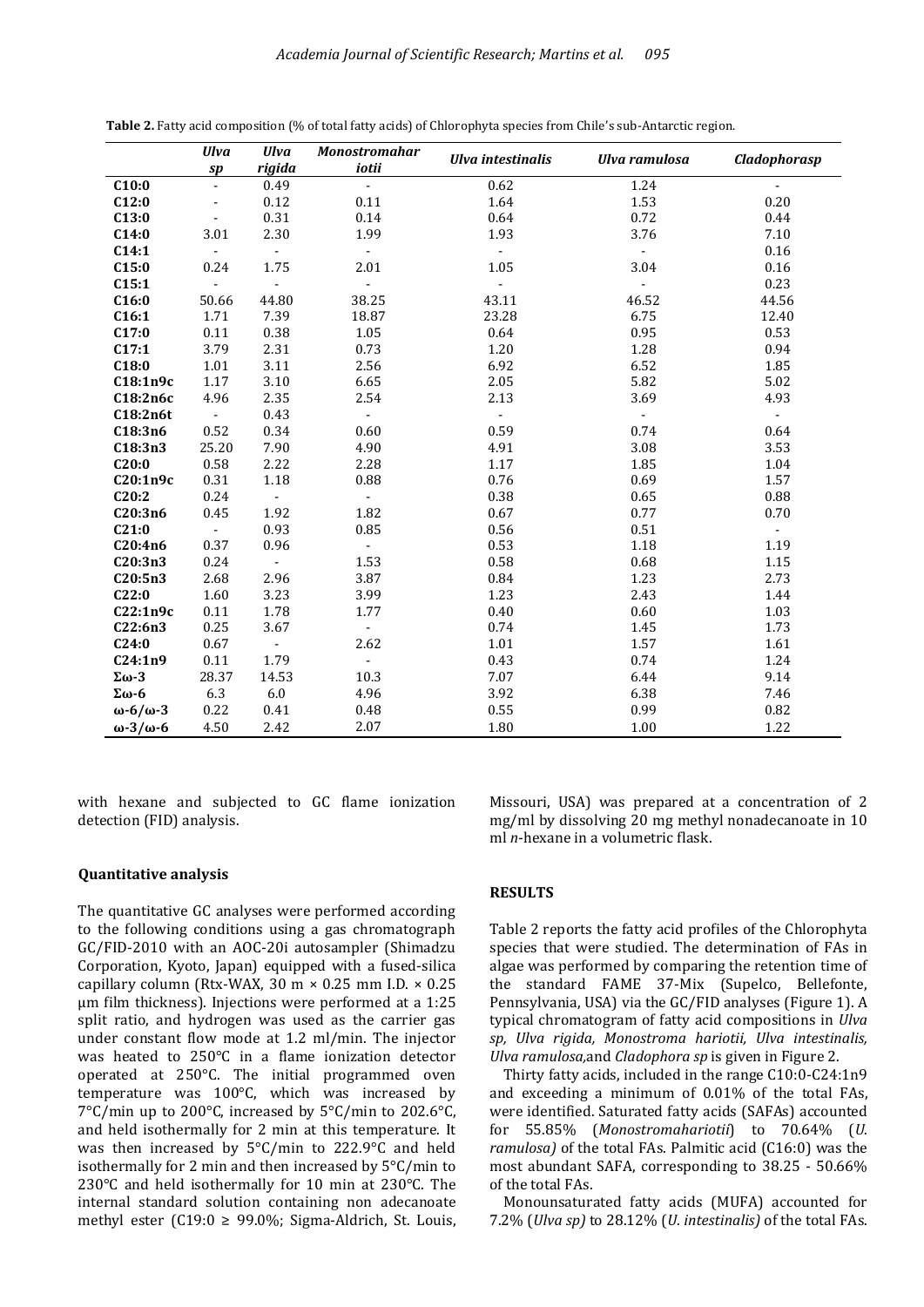**Table 2.** Fatty acid composition (% of total fatty acids) of Chlorophyta species from Chile's sub-Antarctic region.

| | *Ulva sp* | *Ulva rigida* | *Monostromahar iotii* | *Ulva intestinalis* | *Ulva ramulosa* | *Cladophorasp* |
|---|---|---|---|---|---|---|
| **C10:0** | - | 0.49 | - | 0.62 | 1.24 | - |
| **C12:0** | - | 0.12 | 0.11 | 1.64 | 1.53 | 0.20 |
| **C13:0** | - | 0.31 | 0.14 | 0.64 | 0.72 | 0.44 |
| **C14:0** | 3.01 | 2.30 | 1.99 | 1.93 | 3.76 | 7.10 |
| **C14:1** | - | - | - | - | - | 0.16 |
| **C15:0** | 0.24 | 1.75 | 2.01 | 1.05 | 3.04 | 0.16 |
| **C15:1** | - | - | - | - | - | 0.23 |
| **C16:0** | 50.66 | 44.80 | 38.25 | 43.11 | 46.52 | 44.56 |
| **C16:1** | 1.71 | 7.39 | 18.87 | 23.28 | 6.75 | 12.40 |
| **C17:0** | 0.11 | 0.38 | 1.05 | 0.64 | 0.95 | 0.53 |
| **C17:1** | 3.79 | 2.31 | 0.73 | 1.20 | 1.28 | 0.94 |
| **C18:0** | 1.01 | 3.11 | 2.56 | 6.92 | 6.52 | 1.85 |
| **C18:1n9c** | 1.17 | 3.10 | 6.65 | 2.05 | 5.82 | 5.02 |
| **C18:2n6c** | 4.96 | 2.35 | 2.54 | 2.13 | 3.69 | 4.93 |
| **C18:2n6t** | - | 0.43 | - | - | - | - |
| **C18:3n6** | 0.52 | 0.34 | 0.60 | 0.59 | 0.74 | 0.64 |
| **C18:3n3** | 25.20 | 7.90 | 4.90 | 4.91 | 3.08 | 3.53 |
| **C20:0** | 0.58 | 2.22 | 2.28 | 1.17 | 1.85 | 1.04 |
| **C20:1n9c** | 0.31 | 1.18 | 0.88 | 0.76 | 0.69 | 1.57 |
| **C20:2** | 0.24 | - | - | 0.38 | 0.65 | 0.88 |
| **C20:3n6** | 0.45 | 1.92 | 1.82 | 0.67 | 0.77 | 0.70 |
| **C21:0** | - | 0.93 | 0.85 | 0.56 | 0.51 | - |
| **C20:4n6** | 0.37 | 0.96 | - | 0.53 | 1.18 | 1.19 |
| **C20:3n3** | 0.24 | - | 1.53 | 0.58 | 0.68 | 1.15 |
| **C20:5n3** | 2.68 | 2.96 | 3.87 | 0.84 | 1.23 | 2.73 |
| **C22:0** | 1.60 | 3.23 | 3.99 | 1.23 | 2.43 | 1.44 |
| **C22:1n9c** | 0.11 | 1.78 | 1.77 | 0.40 | 0.60 | 1.03 |
| **C22:6n3** | 0.25 | 3.67 | - | 0.74 | 1.45 | 1.73 |
| **C24:0** | 0.67 | - | 2.62 | 1.01 | 1.57 | 1.61 |
| **C24:1n9** | 0.11 | 1.79 | - | 0.43 | 0.74 | 1.24 |
| **Σω-3** | 28.37 | 14.53 | 10.3 | 7.07 | 6.44 | 9.14 |
| **Σω-6** | 6.3 | 6.0 | 4.96 | 3.92 | 6.38 | 7.46 |
| **ω-6/ω-3** | 0.22 | 0.41 | 0.48 | 0.55 | 0.99 | 0.82 |
| **ω-3/ω-6** | 4.50 | 2.42 | 2.07 | 1.80 | 1.00 | 1.22 |

with hexane and subjected to GC flame ionization detection (FID) analysis.

### Quantitative analysis

The quantitative GC analyses were performed according to the following conditions using a gas chromatograph GC/FID-2010 with an AOC-20i autosampler (Shimadzu Corporation, Kyoto, Japan) equipped with a fused-silica capillary column (Rtx-WAX, 30 m × 0.25 mm I.D. × 0.25 µm film thickness). Injections were performed at a 1:25 split ratio, and hydrogen was used as the carrier gas under constant flow mode at 1.2 ml/min. The injector was heated to 250°C in a flame ionization detector operated at 250°C. The initial programmed oven temperature was 100°C, which was increased by 7°C/min up to 200°C, increased by 5°C/min to 202.6°C, and held isothermally for 2 min at this temperature. It was then increased by 5°C/min to 222.9°C and held isothermally for 2 min and then increased by 5°C/min to 230°C and held isothermally for 10 min at 230°C. The internal standard solution containing non adecanoate methyl ester (C19:0 ≥ 99.0%; Sigma-Aldrich, St. Louis, Missouri, USA) was prepared at a concentration of 2 mg/ml by dissolving 20 mg methyl nonadecanoate in 10 ml *n*-hexane in a volumetric flask.

## RESULTS

Table 2 reports the fatty acid profiles of the Chlorophyta species that were studied. The determination of FAs in algae was performed by comparing the retention time of the standard FAME 37-Mix (Supelco, Bellefonte, Pennsylvania, USA) via the GC/FID analyses (Figure 1). A typical chromatogram of fatty acid compositions in *Ulva sp, Ulva rigida, Monostroma hariotii, Ulva intestinalis, Ulva ramulosa,*and *Cladophora sp* is given in Figure 2.

Thirty fatty acids, included in the range C10:0-C24:1n9 and exceeding a minimum of 0.01% of the total FAs, were identified. Saturated fatty acids (SAFAs) accounted for 55.85% (*Monostromahariotii*) to 70.64% (*U. ramulosa)* of the total FAs. Palmitic acid (C16:0) was the most abundant SAFA, corresponding to 38.25 - 50.66% of the total FAs.

Monounsaturated fatty acids (MUFA) accounted for 7.2% (*Ulva sp)* to 28.12% (*U. intestinalis)* of the total FAs.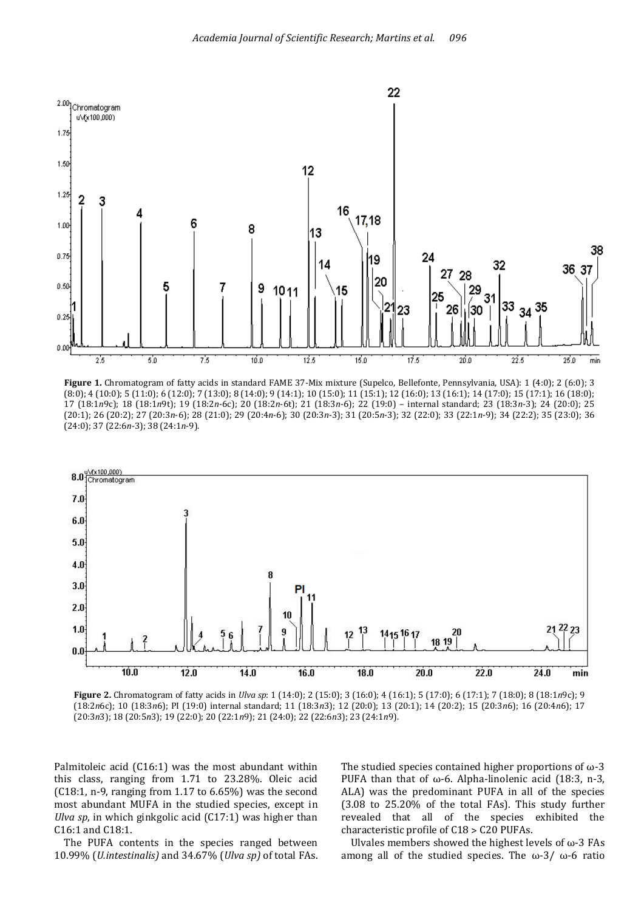**Figure 1.** Chromatogram of fatty acids in standard FAME 37-Mix mixture (Supelco, Bellefonte, Pennsylvania, USA): 1 (4:0); 2 (6:0); 3 (8:0); 4 (10:0); 5 (11:0); 6 (12:0); 7 (13:0); 8 (14:0); 9 (14:1); 10 (15:0); 11 (15:1); 12 (16:0); 13 (16:1); 14 (17:0); 15 (17:1); 16 (18:0); 17 (18:1*n*9c); 18 (18:1*n*9t); 19 (18:2*n*-6c); 20 (18:2*n*-6t); 21 (18:3*n*-6); 22 (19:0) – internal standard; 23 (18:3*n*-3); 24 (20:0); 25 (20:1); 26 (20:2); 27 (20:3*n*-6); 28 (21:0); 29 (20:4*n*-6); 30 (20:3*n*-3); 31 (20:5*n*-3); 32 (22:0); 33 (22:1*n*-9); 34 (22:2); 35 (23:0); 36 (24:0); 37 (22:6*n*-3); 38 (24:1*n*-9).

**Figure 2.** Chromatogram of fatty acids in *Ulva sp*: 1 (14:0); 2 (15:0); 3 (16:0); 4 (16:1); 5 (17:0); 6 (17:1); 7 (18:0); 8 (18:1*n*9c); 9 (18:2*n*6c); 10 (18:3*n*6); PI (19:0) internal standard; 11 (18:3*n*3); 12 (20:0); 13 (20:1); 14 (20:2); 15 (20:3*n*6); 16 (20:4*n*6); 17 (20:3*n*3); 18 (20:5*n*3); 19 (22:0); 20 (22:1*n*9); 21 (24:0); 22 (22:6*n*3); 23 (24:1*n*9).

Palmitoleic acid (C16:1) was the most abundant within this class, ranging from 1.71 to 23.28%. Oleic acid (C18:1, n-9, ranging from 1.17 to 6.65%) was the second most abundant MUFA in the studied species, except in *Ulva sp*, in which ginkgolic acid (C17:1) was higher than C16:1 and C18:1.

The PUFA contents in the species ranged between 10.99% (*U.intestinalis)* and 34.67% (*Ulva sp)* of total FAs. The studied species contained higher proportions of ω-3 PUFA than that of ω-6. Alpha-linolenic acid (18:3, n-3, ALA) was the predominant PUFA in all of the species (3.08 to 25.20% of the total FAs). This study further revealed that all of the species exhibited the characteristic profile of C18 > C20 PUFAs.

Ulvales members showed the highest levels of ω-3 FAs among all of the studied species. The ω-3/ ω-6 ratio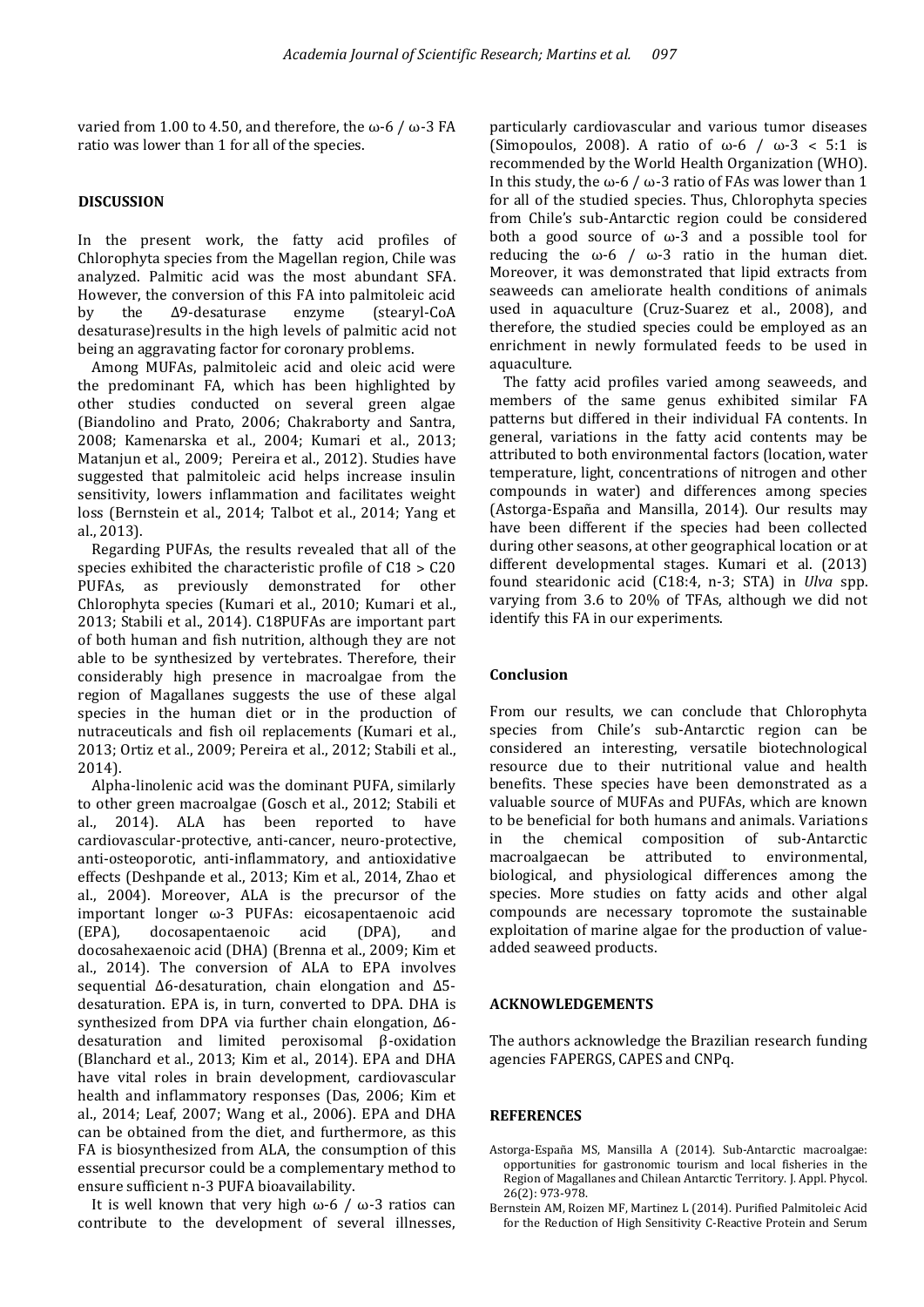varied from 1.00 to 4.50, and therefore, the ω-6 / ω-3 FA ratio was lower than 1 for all of the species.

## DISCUSSION

In the present work, the fatty acid profiles of Chlorophyta species from the Magellan region, Chile was analyzed. Palmitic acid was the most abundant SFA. However, the conversion of this FA into palmitoleic acid by the Δ9-desaturase enzyme (stearyl-CoA desaturase)results in the high levels of palmitic acid not being an aggravating factor for coronary problems.

Among MUFAs, palmitoleic acid and oleic acid were the predominant FA, which has been highlighted by other studies conducted on several green algae (Biandolino and Prato, 2006; Chakraborty and Santra, 2008; Kamenarska et al., 2004; Kumari et al., 2013; Matanjun et al., 2009; Pereira et al., 2012). Studies have suggested that palmitoleic acid helps increase insulin sensitivity, lowers inflammation and facilitates weight loss (Bernstein et al., 2014; Talbot et al., 2014; Yang et al., 2013).

Regarding PUFAs, the results revealed that all of the species exhibited the characteristic profile of C18 > C20 PUFAs, as previously demonstrated for other Chlorophyta species (Kumari et al., 2010; Kumari et al., 2013; Stabili et al., 2014). C18PUFAs are important part of both human and fish nutrition, although they are not able to be synthesized by vertebrates. Therefore, their considerably high presence in macroalgae from the region of Magallanes suggests the use of these algal species in the human diet or in the production of nutraceuticals and fish oil replacements (Kumari et al., 2013; Ortiz et al., 2009; Pereira et al., 2012; Stabili et al., 2014).

Alpha-linolenic acid was the dominant PUFA, similarly to other green macroalgae (Gosch et al., 2012; Stabili et al., 2014). ALA has been reported to have cardiovascular-protective, anti-cancer, neuro-protective, anti-osteoporotic, anti-inflammatory, and antioxidative effects (Deshpande et al., 2013; Kim et al., 2014, Zhao et al., 2004). Moreover, ALA is the precursor of the important longer ω-3 PUFAs: eicosapentaenoic acid (EPA), docosapentaenoic acid (DPA), and docosahexaenoic acid (DHA) (Brenna et al., 2009; Kim et al., 2014). The conversion of ALA to EPA involves sequential Δ6-desaturation, chain elongation and Δ5-desaturation. EPA is, in turn, converted to DPA. DHA is synthesized from DPA via further chain elongation, Δ6-desaturation and limited peroxisomal β-oxidation (Blanchard et al., 2013; Kim et al., 2014). EPA and DHA have vital roles in brain development, cardiovascular health and inflammatory responses (Das, 2006; Kim et al., 2014; Leaf, 2007; Wang et al., 2006). EPA and DHA can be obtained from the diet, and furthermore, as this FA is biosynthesized from ALA, the consumption of this essential precursor could be a complementary method to ensure sufficient n-3 PUFA bioavailability.

It is well known that very high ω-6 / ω-3 ratios can contribute to the development of several illnesses, particularly cardiovascular and various tumor diseases (Simopoulos, 2008). A ratio of ω-6 / ω-3 < 5:1 is recommended by the World Health Organization (WHO). In this study, the ω-6 / ω-3 ratio of FAs was lower than 1 for all of the studied species. Thus, Chlorophyta species from Chile's sub-Antarctic region could be considered both a good source of ω-3 and a possible tool for reducing the ω-6 / ω-3 ratio in the human diet. Moreover, it was demonstrated that lipid extracts from seaweeds can ameliorate health conditions of animals used in aquaculture (Cruz-Suarez et al., 2008), and therefore, the studied species could be employed as an enrichment in newly formulated feeds to be used in aquaculture.

The fatty acid profiles varied among seaweeds, and members of the same genus exhibited similar FA patterns but differed in their individual FA contents. In general, variations in the fatty acid contents may be attributed to both environmental factors (location, water temperature, light, concentrations of nitrogen and other compounds in water) and differences among species (Astorga-España and Mansilla, 2014). Our results may have been different if the species had been collected during other seasons, at other geographical location or at different developmental stages. Kumari et al. (2013) found stearidonic acid (C18:4, n-3; STA) in *Ulva* spp. varying from 3.6 to 20% of TFAs, although we did not identify this FA in our experiments.

## Conclusion

From our results, we can conclude that Chlorophyta species from Chile's sub-Antarctic region can be considered an interesting, versatile biotechnological resource due to their nutritional value and health benefits. These species have been demonstrated as a valuable source of MUFAs and PUFAs, which are known to be beneficial for both humans and animals. Variations in the chemical composition of sub-Antarctic macroalgaecan be attributed to environmental, biological, and physiological differences among the species. More studies on fatty acids and other algal compounds are necessary topromote the sustainable exploitation of marine algae for the production of value-added seaweed products.

## ACKNOWLEDGEMENTS

The authors acknowledge the Brazilian research funding agencies FAPERGS, CAPES and CNPq.

## REFERENCES

Astorga-España MS, Mansilla A (2014). Sub-Antarctic macroalgae: opportunities for gastronomic tourism and local fisheries in the Region of Magallanes and Chilean Antarctic Territory. J. Appl. Phycol. 26(2): 973-978.

Bernstein AM, Roizen MF, Martinez L (2014). Purified Palmitoleic Acid for the Reduction of High Sensitivity C-Reactive Protein and Serum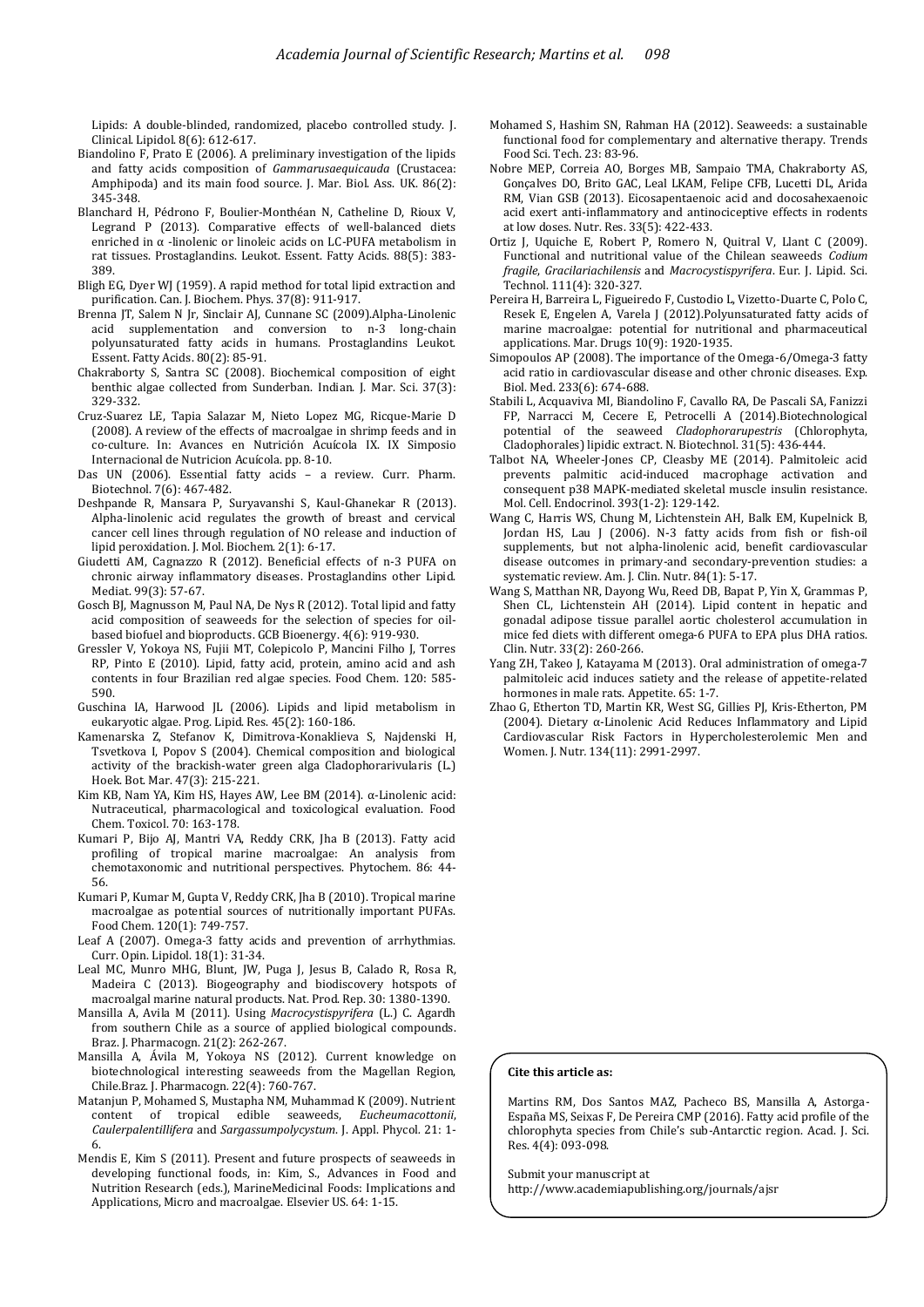Lipids: A double-blinded, randomized, placebo controlled study. J. Clinical. Lipidol. 8(6): 612-617.

Biandolino F, Prato E (2006). A preliminary investigation of the lipids and fatty acids composition of *Gammarusaequicauda* (Crustacea: Amphipoda) and its main food source. J. Mar. Biol. Ass. UK. 86(2): 345-348.

Blanchard H, Pédrono F, Boulier-Monthéan N, Catheline D, Rioux V, Legrand P (2013). Comparative effects of well-balanced diets enriched in α -linolenic or linoleic acids on LC-PUFA metabolism in rat tissues. Prostaglandins. Leukot. Essent. Fatty Acids. 88(5): 383-389.

Bligh EG, Dyer WJ (1959). A rapid method for total lipid extraction and purification. Can. J. Biochem. Phys. 37(8): 911-917.

Brenna JT, Salem N Jr, Sinclair AJ, Cunnane SC (2009).Alpha-Linolenic acid supplementation and conversion to n-3 long-chain polyunsaturated fatty acids in humans. Prostaglandins Leukot. Essent. Fatty Acids. 80(2): 85-91.

Chakraborty S, Santra SC (2008). Biochemical composition of eight benthic algae collected from Sunderban. Indian. J. Mar. Sci. 37(3): 329-332.

Cruz-Suarez LE, Tapia Salazar M, Nieto Lopez MG, Ricque-Marie D (2008). A review of the effects of macroalgae in shrimp feeds and in co-culture. In: Avances en Nutrición Acuícola IX. IX Simposio Internacional de Nutricion Acuícola. pp. 8-10.

Das UN (2006). Essential fatty acids – a review. Curr. Pharm. Biotechnol. 7(6): 467-482.

Deshpande R, Mansara P, Suryavanshi S, Kaul-Ghanekar R (2013). Alpha-linolenic acid regulates the growth of breast and cervical cancer cell lines through regulation of NO release and induction of lipid peroxidation. J. Mol. Biochem. 2(1): 6-17.

Giudetti AM, Cagnazzo R (2012). Beneficial effects of n-3 PUFA on chronic airway inflammatory diseases. Prostaglandins other Lipid. Mediat. 99(3): 57-67.

Gosch BJ, Magnusson M, Paul NA, De Nys R (2012). Total lipid and fatty acid composition of seaweeds for the selection of species for oil-based biofuel and bioproducts. GCB Bioenergy. 4(6): 919-930.

Gressler V, Yokoya NS, Fujii MT, Colepicolo P, Mancini Filho J, Torres RP, Pinto E (2010). Lipid, fatty acid, protein, amino acid and ash contents in four Brazilian red algae species. Food Chem. 120: 585-590.

Guschina IA, Harwood JL (2006). Lipids and lipid metabolism in eukaryotic algae. Prog. Lipid. Res. 45(2): 160-186.

Kamenarska Z, Stefanov K, Dimitrova-Konaklieva S, Najdenski H, Tsvetkova I, Popov S (2004). Chemical composition and biological activity of the brackish-water green alga Cladophorarivularis (L.) Hoek. Bot. Mar. 47(3): 215-221.

Kim KB, Nam YA, Kim HS, Hayes AW, Lee BM (2014). α-Linolenic acid: Nutraceutical, pharmacological and toxicological evaluation. Food Chem. Toxicol. 70: 163-178.

Kumari P, Bijo AJ, Mantri VA, Reddy CRK, Jha B (2013). Fatty acid profiling of tropical marine macroalgae: An analysis from chemotaxonomic and nutritional perspectives. Phytochem. 86: 44-56.

Kumari P, Kumar M, Gupta V, Reddy CRK, Jha B (2010). Tropical marine macroalgae as potential sources of nutritionally important PUFAs. Food Chem. 120(1): 749-757.

Leaf A (2007). Omega-3 fatty acids and prevention of arrhythmias. Curr. Opin. Lipidol. 18(1): 31-34.

Leal MC, Munro MHG, Blunt, JW, Puga J, Jesus B, Calado R, Rosa R, Madeira C (2013). Biogeography and biodiscovery hotspots of macroalgal marine natural products. Nat. Prod. Rep. 30: 1380-1390.

Mansilla A, Avila M (2011). Using *Macrocystispyrifera* (L.) C. Agardh from southern Chile as a source of applied biological compounds. Braz. J. Pharmacogn. 21(2): 262-267.

Mansilla A, Ávila M, Yokoya NS (2012). Current knowledge on biotechnological interesting seaweeds from the Magellan Region, Chile.Braz. J. Pharmacogn. 22(4): 760-767.

Matanjun P, Mohamed S, Mustapha NM, Muhammad K (2009). Nutrient content of tropical edible seaweeds, *Eucheumacottonii*, *Caulerpalentillifera* and *Sargassumpolycystum*. J. Appl. Phycol. 21: 1-6.

Mendis E, Kim S (2011). Present and future prospects of seaweeds in developing functional foods, in: Kim, S., Advances in Food and Nutrition Research (eds.), MarineMedicinal Foods: Implications and Applications, Micro and macroalgae. Elsevier US. 64: 1-15.

Mohamed S, Hashim SN, Rahman HA (2012). Seaweeds: a sustainable functional food for complementary and alternative therapy. Trends Food Sci. Tech. 23: 83-96.

Nobre MEP, Correia AO, Borges MB, Sampaio TMA, Chakraborty AS, Gonçalves DO, Brito GAC, Leal LKAM, Felipe CFB, Lucetti DL, Arida RM, Vian GSB (2013). Eicosapentaenoic acid and docosahexaenoic acid exert anti-inflammatory and antinociceptive effects in rodents at low doses. Nutr. Res. 33(5): 422-433.

Ortiz J, Uquiche E, Robert P, Romero N, Quitral V, Llant C (2009). Functional and nutritional value of the Chilean seaweeds *Codium fragile*, *Gracilariachilensis* and *Macrocystispyrifera*. Eur. J. Lipid. Sci. Technol. 111(4): 320-327.

Pereira H, Barreira L, Figueiredo F, Custodio L, Vizetto-Duarte C, Polo C, Resek E, Engelen A, Varela J (2012).Polyunsaturated fatty acids of marine macroalgae: potential for nutritional and pharmaceutical applications. Mar. Drugs 10(9): 1920-1935.

Simopoulos AP (2008). The importance of the Omega-6/Omega-3 fatty acid ratio in cardiovascular disease and other chronic diseases. Exp. Biol. Med. 233(6): 674-688.

Stabili L, Acquaviva MI, Biandolino F, Cavallo RA, De Pascali SA, Fanizzi FP, Narracci M, Cecere E, Petrocelli A (2014).Biotechnological potential of the seaweed *Cladophorarupestris* (Chlorophyta, Cladophorales) lipidic extract. N. Biotechnol. 31(5): 436-444.

Talbot NA, Wheeler-Jones CP, Cleasby ME (2014). Palmitoleic acid prevents palmitic acid-induced macrophage activation and consequent p38 MAPK-mediated skeletal muscle insulin resistance. Mol. Cell. Endocrinol. 393(1-2): 129-142.

Wang C, Harris WS, Chung M, Lichtenstein AH, Balk EM, Kupelnick B, Jordan HS, Lau J (2006). N-3 fatty acids from fish or fish-oil supplements, but not alpha-linolenic acid, benefit cardiovascular disease outcomes in primary-and secondary-prevention studies: a systematic review. Am. J. Clin. Nutr. 84(1): 5-17.

Wang S, Matthan NR, Dayong Wu, Reed DB, Bapat P, Yin X, Grammas P, Shen CL, Lichtenstein AH (2014). Lipid content in hepatic and gonadal adipose tissue parallel aortic cholesterol accumulation in mice fed diets with different omega-6 PUFA to EPA plus DHA ratios. Clin. Nutr. 33(2): 260-266.

Yang ZH, Takeo J, Katayama M (2013). Oral administration of omega-7 palmitoleic acid induces satiety and the release of appetite-related hormones in male rats. Appetite. 65: 1-7.

Zhao G, Etherton TD, Martin KR, West SG, Gillies PJ, Kris-Etherton, PM (2004). Dietary α-Linolenic Acid Reduces Inflammatory and Lipid Cardiovascular Risk Factors in Hypercholesterolemic Men and Women. J. Nutr. 134(11): 2991-2997.

**Cite this article as:**

Martins RM, Dos Santos MAZ, Pacheco BS, Mansilla A, Astorga-España MS, Seixas F, De Pereira CMP (2016). Fatty acid profile of the chlorophyta species from Chile's sub-Antarctic region. Acad. J. Sci. Res. 4(4): 093-098.

Submit your manuscript at
http://www.academiapublishing.org/journals/ajsr